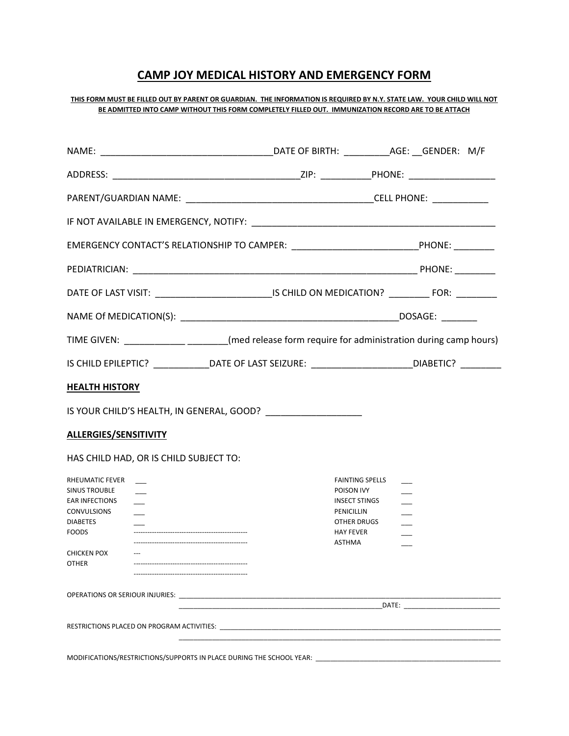# CAMP JOY MEDICAL HISTORY AND EMERGENCY FORM

**THIS FORM MUST BE FILLED OUT BY PARENT OR GUARDIAN. THE INFORMATION IS REQUIRED BY N.Y. STATE LAW. YOUR CHILD WILL NOT BE ADMITTED INTO CAMP WITHOUT THIS FORM COMPLETELY FILLED OUT. IMMUNIZATION RECORD ARE TO BE ATTACH**

NAME: ________________________________ DATE OF BIRTH: _________ AGE: __ GENDER: M/F

ADDRESS: ____________________________________ ZIP: __________ PHONE: _________________

PARENT/GUARDIAN NAME: _____________________________________ CELL PHONE: ___________

IF NOT AVAILABLE IN EMERGENCY, NOTIFY: _________________________________________________

EMERGENCY CONTACT'S RELATIONSHIP TO CAMPER: ________________________ PHONE: ________

PEDIATRICIAN: ________________________________________________________ PHONE: ________

DATE OF LAST VISIT: ______________________ IS CHILD ON MEDICATION? ________ FOR: ________

NAME Of MEDICATION(S): __________________________________________ DOSAGE: _______

TIME GIVEN: ____________ ________(med release form require for administration during camp hours)

IS CHILD EPILEPTIC? ___________ DATE OF LAST SEIZURE: ___________________ DIABETIC? ________

## HEALTH HISTORY

IS YOUR CHILD'S HEALTH, IN GENERAL, GOOD? __________________

## ALLERGIES/SENSITIVITY

HAS CHILD HAD, OR IS CHILD SUBJECT TO:

RHEUMATIC FEVER ___
SINUS TROUBLE ___
EAR INFECTIONS ___
CONVULSIONS ___
DIABETES ___
FOODS --------------------------------------------------
--------------------------------------------------
CHICKEN POX ---
OTHER --------------------------------------------------
--------------------------------------------------

FAINTING SPELLS ___
POISON IVY ___
INSECT STINGS ___
PENICILLIN ___
OTHER DRUGS ___
HAY FEVER ___
ASTHMA ___

OPERATIONS OR SERIOUR INJURIES: ______________________________________________________________
______________________________________________________ DATE: ________________________

RESTRICTIONS PLACED ON PROGRAM ACTIVITIES: ______________________________________________________
______________________________________________________________________________

MODIFICATIONS/RESTRICTIONS/SUPPORTS IN PLACE DURING THE SCHOOL YEAR: __________________________________________________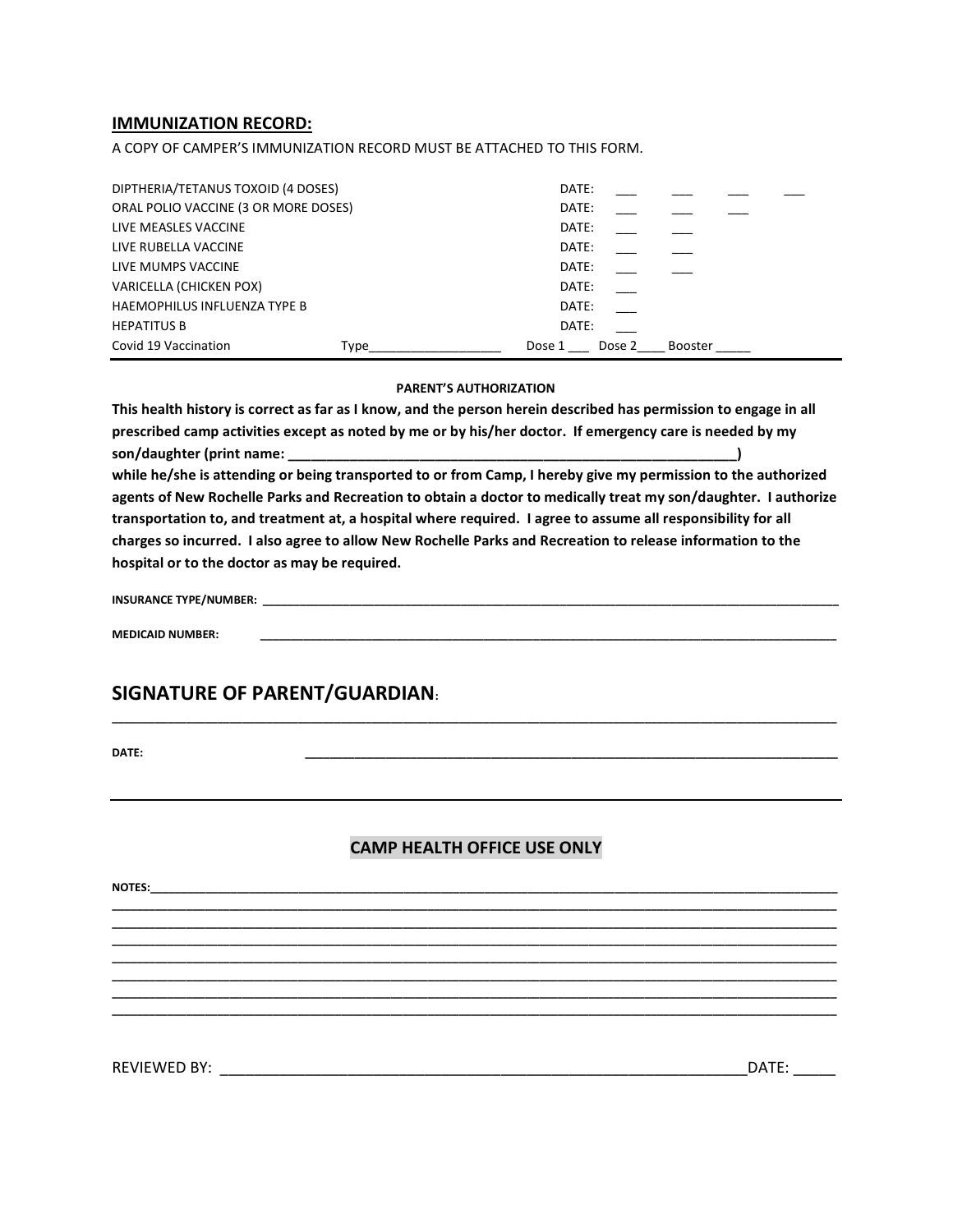## IMMUNIZATION RECORD:

A COPY OF CAMPER'S IMMUNIZATION RECORD MUST BE ATTACHED TO THIS FORM.

| | | | | | | |
|---|---|---|---|---|---|---|
| DIPTHERIA/TETANUS TOXOID (4 DOSES) | | DATE: | ___ | ___ | ___ | ___ |
| ORAL POLIO VACCINE (3 OR MORE DOSES) | | DATE: | ___ | ___ | ___ | |
| LIVE MEASLES VACCINE | | DATE: | ___ | ___ | | |
| LIVE RUBELLA VACCINE | | DATE: | ___ | ___ | | |
| LIVE MUMPS VACCINE | | DATE: | ___ | ___ | | |
| VARICELLA (CHICKEN POX) | | DATE: | ___ | | | |
| HAEMOPHILUS INFLUENZA TYPE B | | DATE: | ___ | | | |
| HEPATITUS B | | DATE: | ___ | | | |
| Covid 19 Vaccination | Type___________________ | Dose 1 ___ | Dose 2____ | Booster _____ | | |

**PARENT'S AUTHORIZATION**

**This health history is correct as far as I know, and the person herein described has permission to engage in all prescribed camp activities except as noted by me or by his/her doctor. If emergency care is needed by my son/daughter (print name: ___________________________________________________________) while he/she is attending or being transported to or from Camp, I hereby give my permission to the authorized agents of New Rochelle Parks and Recreation to obtain a doctor to medically treat my son/daughter. I authorize transportation to, and treatment at, a hospital where required. I agree to assume all responsibility for all charges so incurred. I also agree to allow New Rochelle Parks and Recreation to release information to the hospital or to the doctor as may be required.**

**INSURANCE TYPE/NUMBER:** ________________________________________________________________________________

**MEDICAID NUMBER:** ________________________________________________________________________________

## SIGNATURE OF PARENT/GUARDIAN:

________________________________________________________________________________

**DATE:** ________________________________________________________________________

### CAMP HEALTH OFFICE USE ONLY

**NOTES:**________________________________________________________________________________

________________________________________________________________________________

________________________________________________________________________________

________________________________________________________________________________

________________________________________________________________________________

________________________________________________________________________________

________________________________________________________________________________

________________________________________________________________________________

REVIEWED BY: _________________________________________________________________DATE: _____